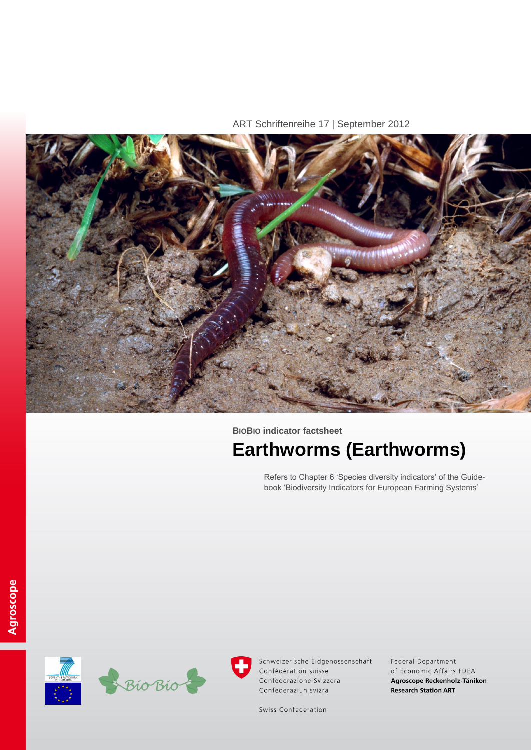ART Schriftenreihe 17 | September 2012

**BioBio indicator factsheet**

# Earthworms (Earthworms)

Refers to Chapter 6 'Species diversity indicators' of the Guidebook 'Biodiversity Indicators for European Farming Systems'

Agroscope

Schweizerische Eidgenossenschaft
Confédération suisse
Confederazione Svizzera
Confederaziun svizra

Swiss Confederation

Federal Department of Economic Affairs FDEA
**Agroscope Reckenholz-Tänikon Research Station ART**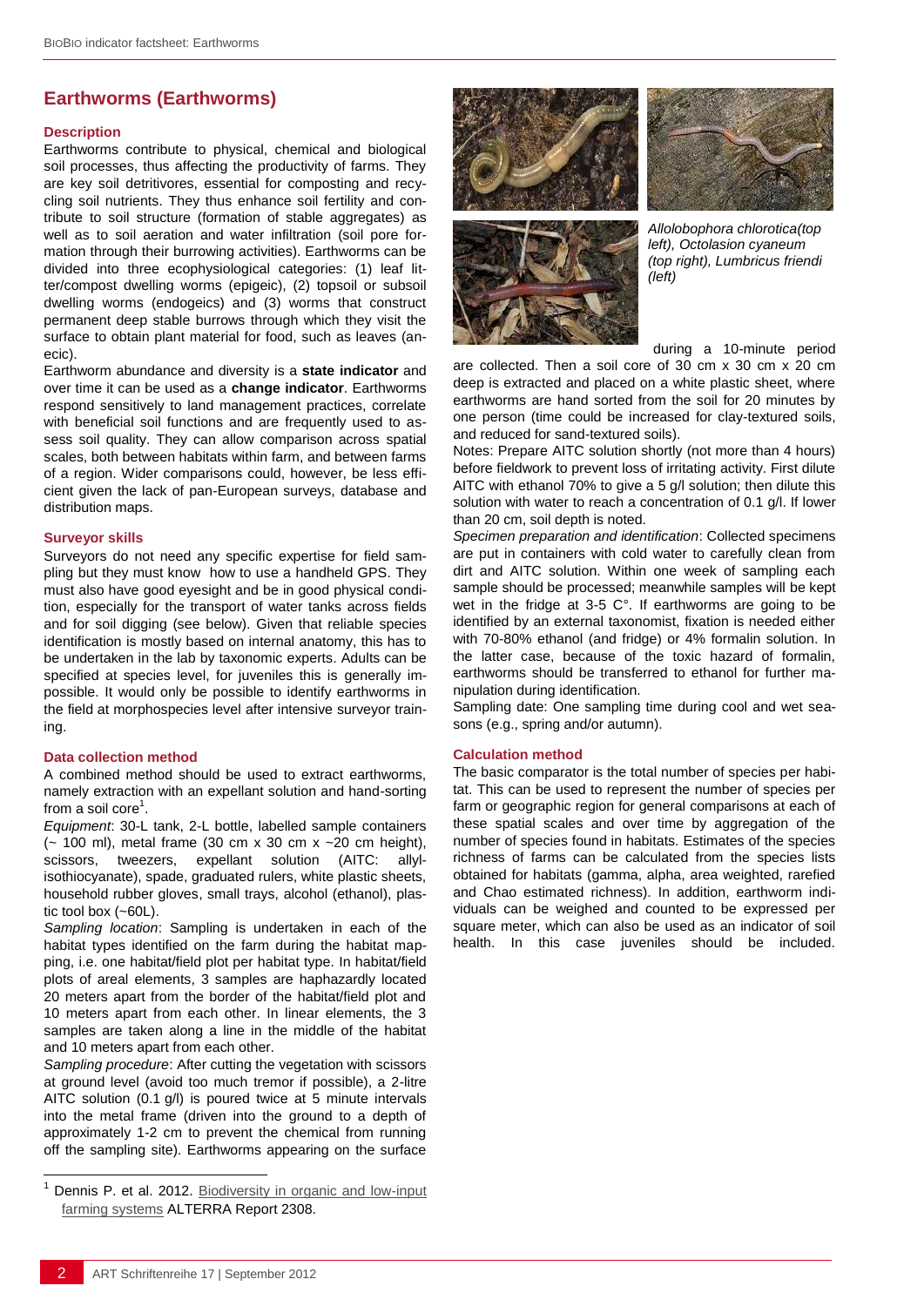## Earthworms (Earthworms)

### Description

Earthworms contribute to physical, chemical and biological soil processes, thus affecting the productivity of farms. They are key soil detritivores, essential for composting and recycling soil nutrients. They thus enhance soil fertility and contribute to soil structure (formation of stable aggregates) as well as to soil aeration and water infiltration (soil pore formation through their burrowing activities). Earthworms can be divided into three ecophysiological categories: (1) leaf litter/compost dwelling worms (epigeic), (2) topsoil or subsoil dwelling worms (endogeics) and (3) worms that construct permanent deep stable burrows through which they visit the surface to obtain plant material for food, such as leaves (anecic).

Earthworm abundance and diversity is a **state indicator** and over time it can be used as a **change indicator**. Earthworms respond sensitively to land management practices, correlate with beneficial soil functions and are frequently used to assess soil quality. They can allow comparison across spatial scales, both between habitats within farm, and between farms of a region. Wider comparisons could, however, be less efficient given the lack of pan-European surveys, database and distribution maps.

### Surveyor skills

Surveyors do not need any specific expertise for field sampling but they must know how to use a handheld GPS. They must also have good eyesight and be in good physical condition, especially for the transport of water tanks across fields and for soil digging (see below). Given that reliable species identification is mostly based on internal anatomy, this has to be undertaken in the lab by taxonomic experts. Adults can be specified at species level, for juveniles this is generally impossible. It would only be possible to identify earthworms in the field at morphospecies level after intensive surveyor training.

### Data collection method

A combined method should be used to extract earthworms, namely extraction with an expellant solution and hand-sorting from a soil core[1].

*Equipment*: 30-L tank, 2-L bottle, labelled sample containers (~ 100 ml), metal frame (30 cm x 30 cm x ~20 cm height), scissors, tweezers, expellant solution (AITC: allyl-isothiocyanate), spade, graduated rulers, white plastic sheets, household rubber gloves, small trays, alcohol (ethanol), plastic tool box (~60L).

*Sampling location*: Sampling is undertaken in each of the habitat types identified on the farm during the habitat mapping, i.e. one habitat/field plot per habitat type. In habitat/field plots of areal elements, 3 samples are haphazardly located 20 meters apart from the border of the habitat/field plot and 10 meters apart from each other. In linear elements, the 3 samples are taken along a line in the middle of the habitat and 10 meters apart from each other.

*Sampling procedure*: After cutting the vegetation with scissors at ground level (avoid too much tremor if possible), a 2-litre AITC solution (0.1 g/l) is poured twice at 5 minute intervals into the metal frame (driven into the ground to a depth of approximately 1-2 cm to prevent the chemical from running off the sampling site). Earthworms appearing on the surface during a 10-minute period are collected. Then a soil core of 30 cm x 30 cm x 20 cm deep is extracted and placed on a white plastic sheet, where earthworms are hand sorted from the soil for 20 minutes by one person (time could be increased for clay-textured soils, and reduced for sand-textured soils).

*Allolobophora chlorotica(top left), Octolasion cyaneum (top right), Lumbricus friendi (left)*

Notes: Prepare AITC solution shortly (not more than 4 hours) before fieldwork to prevent loss of irritating activity. First dilute AITC with ethanol 70% to give a 5 g/l solution; then dilute this solution with water to reach a concentration of 0.1 g/l. If lower than 20 cm, soil depth is noted.

*Specimen preparation and identification*: Collected specimens are put in containers with cold water to carefully clean from dirt and AITC solution. Within one week of sampling each sample should be processed; meanwhile samples will be kept wet in the fridge at 3-5 C°. If earthworms are going to be identified by an external taxonomist, fixation is needed either with 70-80% ethanol (and fridge) or 4% formalin solution. In the latter case, because of the toxic hazard of formalin, earthworms should be transferred to ethanol for further manipulation during identification.

Sampling date: One sampling time during cool and wet seasons (e.g., spring and/or autumn).

### Calculation method

The basic comparator is the total number of species per habitat. This can be used to represent the number of species per farm or geographic region for general comparisons at each of these spatial scales and over time by aggregation of the number of species found in habitats. Estimates of the species richness of farms can be calculated from the species lists obtained for habitats (gamma, alpha, area weighted, rarefied and Chao estimated richness). In addition, earthworm individuals can be weighed and counted to be expressed per square meter, which can also be used as an indicator of soil health. In this case juveniles should be included.

[1] Dennis P. et al. 2012. Biodiversity in organic and low-input farming systems ALTERRA Report 2308.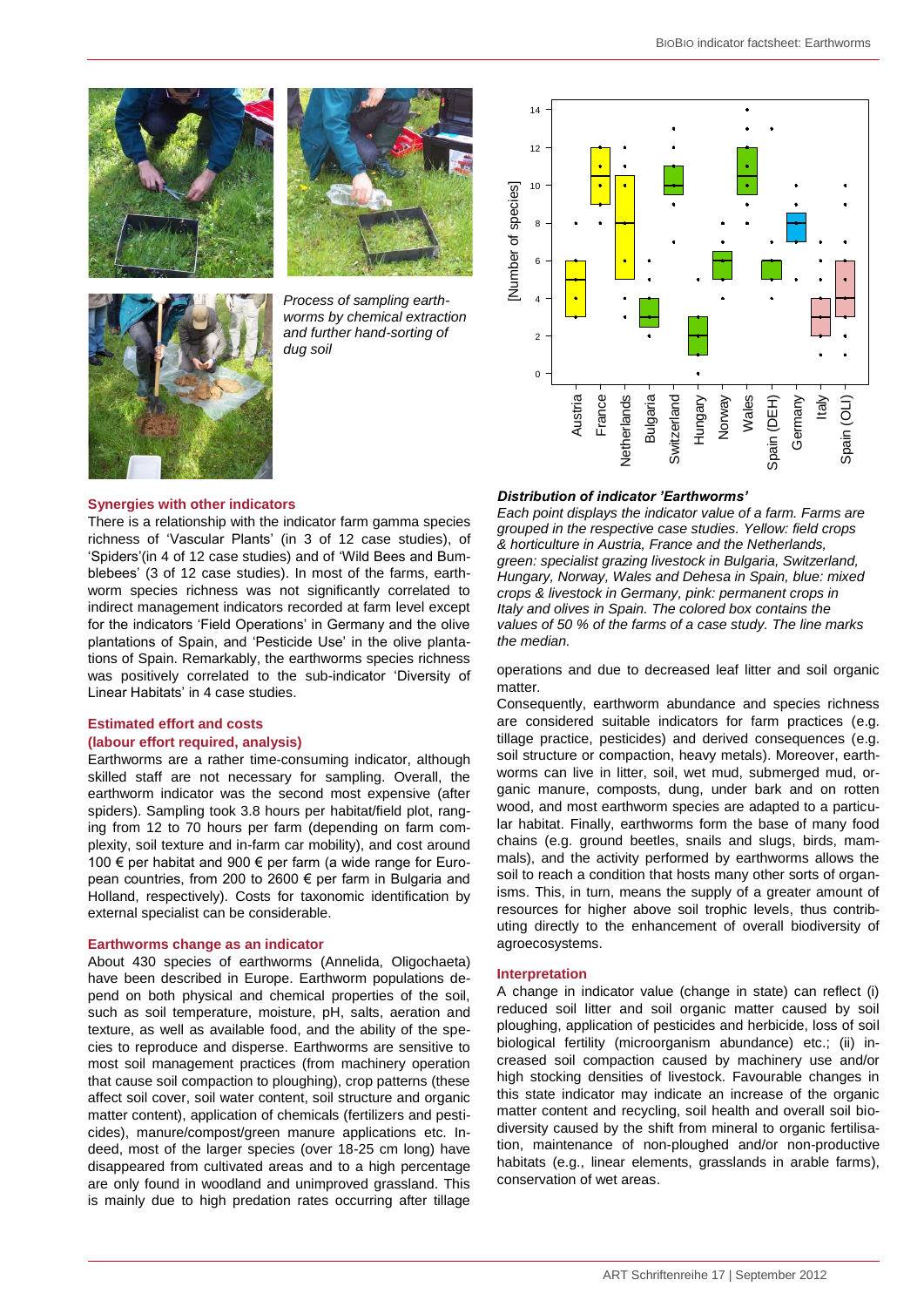*Process of sampling earthworms by chemical extraction and further hand-sorting of dug soil*

**Distribution of indicator 'Earthworms'**

*Each point displays the indicator value of a farm. Farms are grouped in the respective case studies. Yellow: field crops & horticulture in Austria, France and the Netherlands, green: specialist grazing livestock in Bulgaria, Switzerland, Hungary, Norway, Wales and Dehesa in Spain, blue: mixed crops & livestock in Germany, pink: permanent crops in Italy and olives in Spain. The colored box contains the values of 50 % of the farms of a case study. The line marks the median.*

## Synergies with other indicators

There is a relationship with the indicator farm gamma species richness of 'Vascular Plants' (in 3 of 12 case studies), of 'Spiders'(in 4 of 12 case studies) and of 'Wild Bees and Bumblebees' (3 of 12 case studies). In most of the farms, earthworm species richness was not significantly correlated to indirect management indicators recorded at farm level except for the indicators 'Field Operations' in Germany and the olive plantations of Spain, and 'Pesticide Use' in the olive plantations of Spain. Remarkably, the earthworms species richness was positively correlated to the sub-indicator 'Diversity of Linear Habitats' in 4 case studies.

## Estimated effort and costs (labour effort required, analysis)

Earthworms are a rather time-consuming indicator, although skilled staff are not necessary for sampling. Overall, the earthworm indicator was the second most expensive (after spiders). Sampling took 3.8 hours per habitat/field plot, ranging from 12 to 70 hours per farm (depending on farm complexity, soil texture and in-farm car mobility), and cost around 100 € per habitat and 900 € per farm (a wide range for European countries, from 200 to 2600 € per farm in Bulgaria and Holland, respectively). Costs for taxonomic identification by external specialist can be considerable.

## Earthworms change as an indicator

About 430 species of earthworms (Annelida, Oligochaeta) have been described in Europe. Earthworm populations depend on both physical and chemical properties of the soil, such as soil temperature, moisture, pH, salts, aeration and texture, as well as available food, and the ability of the species to reproduce and disperse. Earthworms are sensitive to most soil management practices (from machinery operation that cause soil compaction to ploughing), crop patterns (these affect soil cover, soil water content, soil structure and organic matter content), application of chemicals (fertilizers and pesticides), manure/compost/green manure applications etc. Indeed, most of the larger species (over 18-25 cm long) have disappeared from cultivated areas and to a high percentage are only found in woodland and unimproved grassland. This is mainly due to high predation rates occurring after tillage operations and due to decreased leaf litter and soil organic matter.

Consequently, earthworm abundance and species richness are considered suitable indicators for farm practices (e.g. tillage practice, pesticides) and derived consequences (e.g. soil structure or compaction, heavy metals). Moreover, earthworms can live in litter, soil, wet mud, submerged mud, organic manure, composts, dung, under bark and on rotten wood, and most earthworm species are adapted to a particular habitat. Finally, earthworms form the base of many food chains (e.g. ground beetles, snails and slugs, birds, mammals), and the activity performed by earthworms allows the soil to reach a condition that hosts many other sorts of organisms. This, in turn, means the supply of a greater amount of resources for higher above soil trophic levels, thus contributing directly to the enhancement of overall biodiversity of agroecosystems.

## Interpretation

A change in indicator value (change in state) can reflect (i) reduced soil litter and soil organic matter caused by soil ploughing, application of pesticides and herbicide, loss of soil biological fertility (microorganism abundance) etc.; (ii) increased soil compaction caused by machinery use and/or high stocking densities of livestock. Favourable changes in this state indicator may indicate an increase of the organic matter content and recycling, soil health and overall soil biodiversity caused by the shift from mineral to organic fertilisation, maintenance of non-ploughed and/or non-productive habitats (e.g., linear elements, grasslands in arable farms), conservation of wet areas.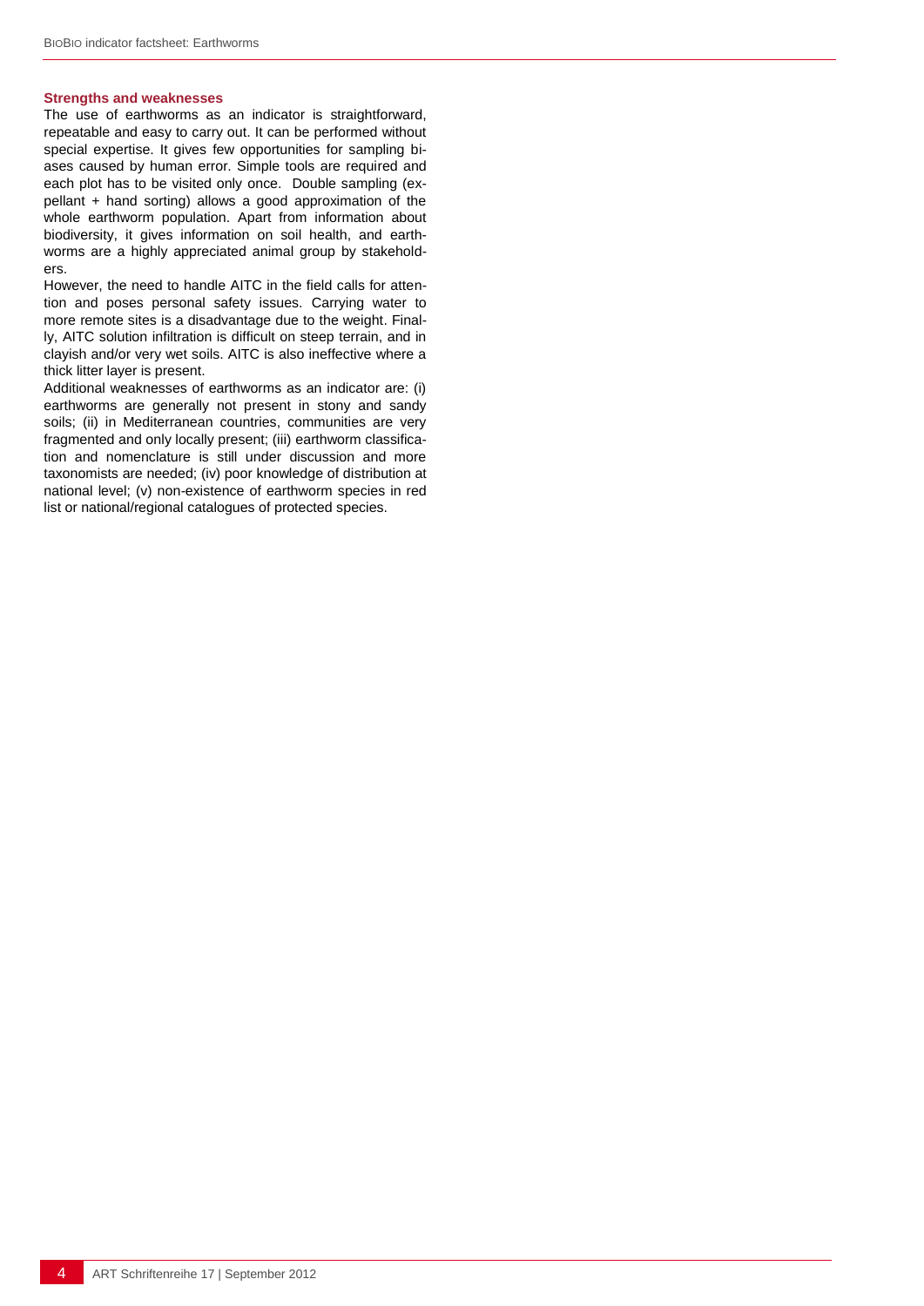### Strengths and weaknesses

The use of earthworms as an indicator is straightforward, repeatable and easy to carry out. It can be performed without special expertise. It gives few opportunities for sampling biases caused by human error. Simple tools are required and each plot has to be visited only once. Double sampling (expellant + hand sorting) allows a good approximation of the whole earthworm population. Apart from information about biodiversity, it gives information on soil health, and earthworms are a highly appreciated animal group by stakeholders.

However, the need to handle AITC in the field calls for attention and poses personal safety issues. Carrying water to more remote sites is a disadvantage due to the weight. Finally, AITC solution infiltration is difficult on steep terrain, and in clayish and/or very wet soils. AITC is also ineffective where a thick litter layer is present.

Additional weaknesses of earthworms as an indicator are: (i) earthworms are generally not present in stony and sandy soils; (ii) in Mediterranean countries, communities are very fragmented and only locally present; (iii) earthworm classification and nomenclature is still under discussion and more taxonomists are needed; (iv) poor knowledge of distribution at national level; (v) non-existence of earthworm species in red list or national/regional catalogues of protected species.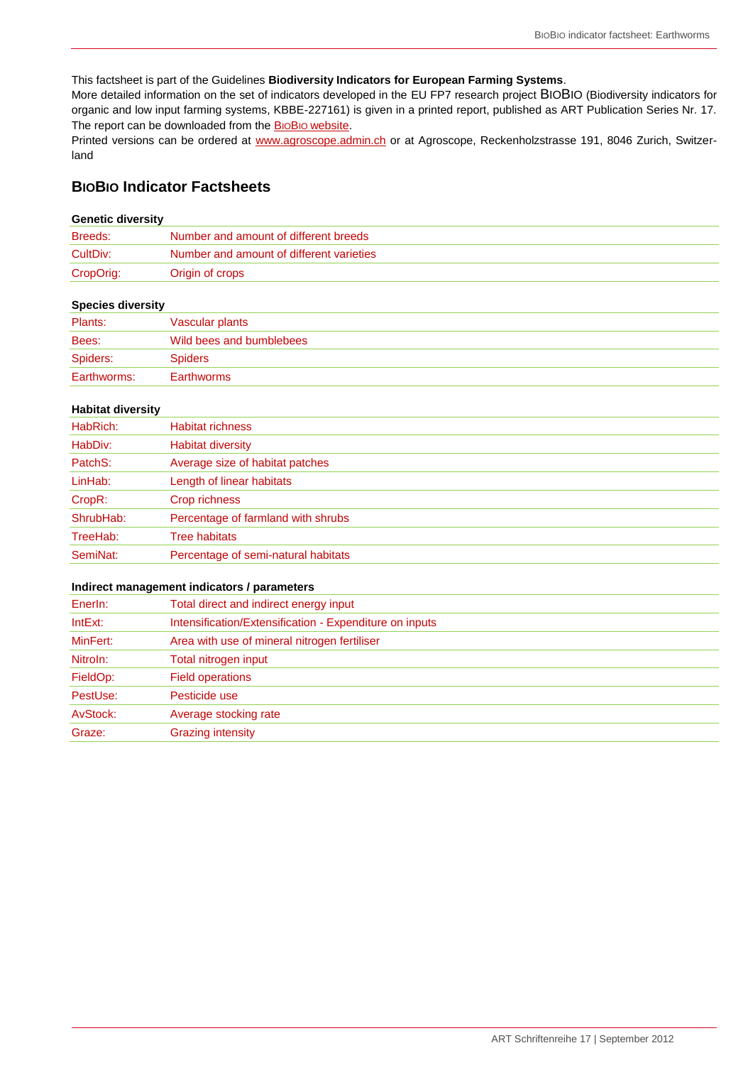This factsheet is part of the Guidelines **Biodiversity Indicators for European Farming Systems**.
More detailed information on the set of indicators developed in the EU FP7 research project BIOBIO (Biodiversity indicators for organic and low input farming systems, KBBE-227161) is given in a printed report, published as ART Publication Series Nr. 17. The report can be downloaded from the BIOBIO website.
Printed versions can be ordered at www.agroscope.admin.ch or at Agroscope, Reckenholzstrasse 191, 8046 Zurich, Switzerland

## BIOBIO Indicator Factsheets

### Genetic diversity

| | |
|---|---|
| Breeds: | Number and amount of different breeds |
| CultDiv: | Number and amount of different varieties |
| CropOrig: | Origin of crops |

### Species diversity

| | |
|---|---|
| Plants: | Vascular plants |
| Bees: | Wild bees and bumblebees |
| Spiders: | Spiders |
| Earthworms: | Earthworms |

### Habitat diversity

| | |
|---|---|
| HabRich: | Habitat richness |
| HabDiv: | Habitat diversity |
| PatchS: | Average size of habitat patches |
| LinHab: | Length of linear habitats |
| CropR: | Crop richness |
| ShrubHab: | Percentage of farmland with shrubs |
| TreeHab: | Tree habitats |
| SemiNat: | Percentage of semi-natural habitats |

### Indirect management indicators / parameters

| | |
|---|---|
| EnerIn: | Total direct and indirect energy input |
| IntExt: | Intensification/Extensification - Expenditure on inputs |
| MinFert: | Area with use of mineral nitrogen fertiliser |
| NitroIn: | Total nitrogen input |
| FieldOp: | Field operations |
| PestUse: | Pesticide use |
| AvStock: | Average stocking rate |
| Graze: | Grazing intensity |